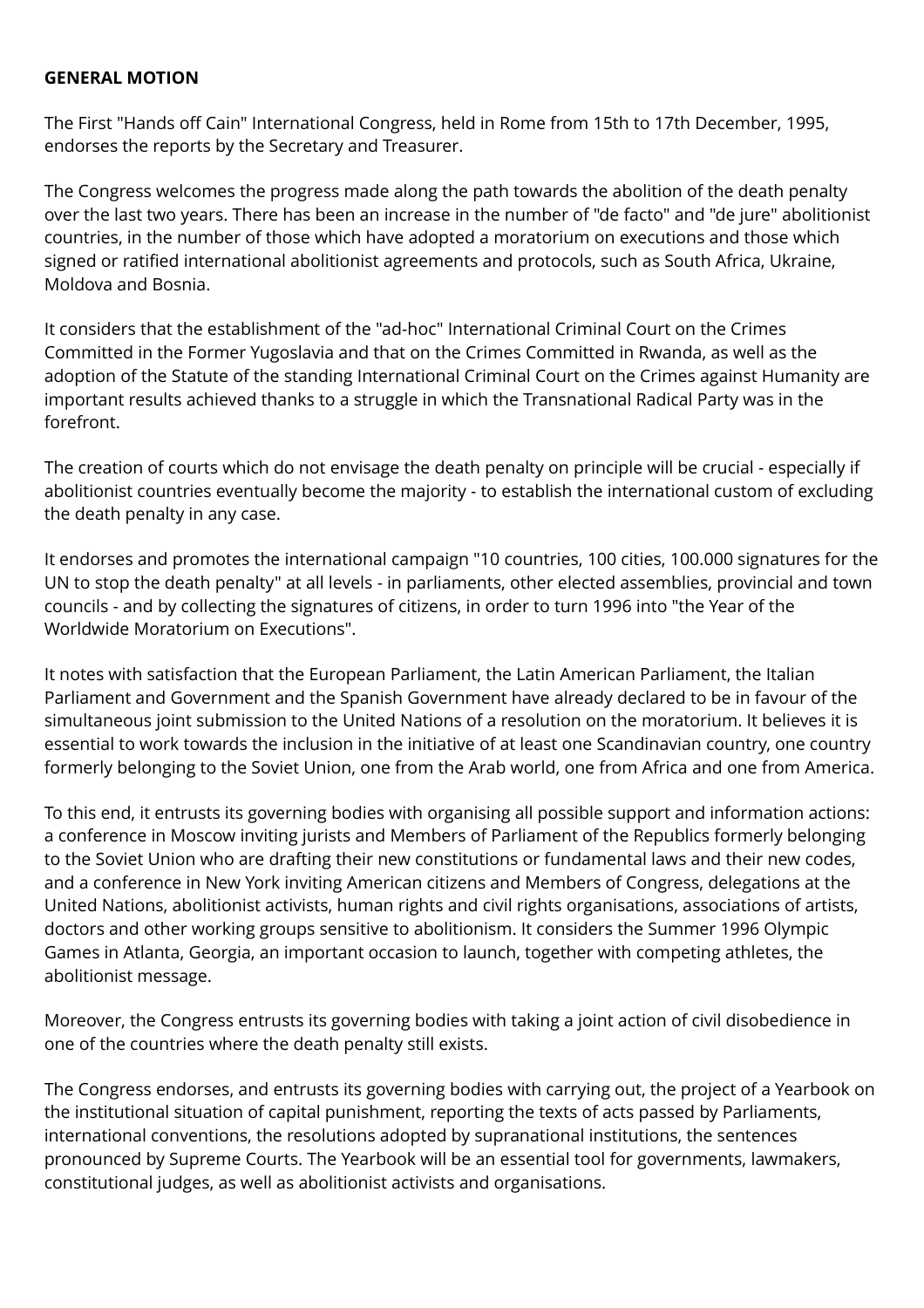**GENERAL MOTION**

The First "Hands off Cain" International Congress, held in Rome from 15th to 17th December, 1995, endorses the reports by the Secretary and Treasurer.

The Congress welcomes the progress made along the path towards the abolition of the death penalty over the last two years. There has been an increase in the number of "de facto" and "de jure" abolitionist countries, in the number of those which have adopted a moratorium on executions and those which signed or ratified international abolitionist agreements and protocols, such as South Africa, Ukraine, Moldova and Bosnia.

It considers that the establishment of the "ad-hoc" International Criminal Court on the Crimes Committed in the Former Yugoslavia and that on the Crimes Committed in Rwanda, as well as the adoption of the Statute of the standing International Criminal Court on the Crimes against Humanity are important results achieved thanks to a struggle in which the Transnational Radical Party was in the forefront.

The creation of courts which do not envisage the death penalty on principle will be crucial - especially if abolitionist countries eventually become the majority - to establish the international custom of excluding the death penalty in any case.

It endorses and promotes the international campaign "10 countries, 100 cities, 100.000 signatures for the UN to stop the death penalty" at all levels - in parliaments, other elected assemblies, provincial and town councils - and by collecting the signatures of citizens, in order to turn 1996 into "the Year of the Worldwide Moratorium on Executions".

It notes with satisfaction that the European Parliament, the Latin American Parliament, the Italian Parliament and Government and the Spanish Government have already declared to be in favour of the simultaneous joint submission to the United Nations of a resolution on the moratorium. It believes it is essential to work towards the inclusion in the initiative of at least one Scandinavian country, one country formerly belonging to the Soviet Union, one from the Arab world, one from Africa and one from America.

To this end, it entrusts its governing bodies with organising all possible support and information actions: a conference in Moscow inviting jurists and Members of Parliament of the Republics formerly belonging to the Soviet Union who are drafting their new constitutions or fundamental laws and their new codes, and a conference in New York inviting American citizens and Members of Congress, delegations at the United Nations, abolitionist activists, human rights and civil rights organisations, associations of artists, doctors and other working groups sensitive to abolitionism. It considers the Summer 1996 Olympic Games in Atlanta, Georgia, an important occasion to launch, together with competing athletes, the abolitionist message.

Moreover, the Congress entrusts its governing bodies with taking a joint action of civil disobedience in one of the countries where the death penalty still exists.

The Congress endorses, and entrusts its governing bodies with carrying out, the project of a Yearbook on the institutional situation of capital punishment, reporting the texts of acts passed by Parliaments, international conventions, the resolutions adopted by supranational institutions, the sentences pronounced by Supreme Courts. The Yearbook will be an essential tool for governments, lawmakers, constitutional judges, as well as abolitionist activists and organisations.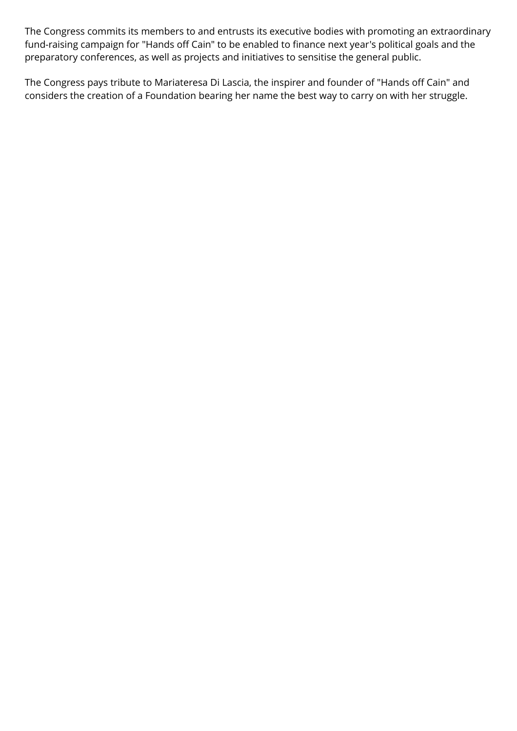The Congress commits its members to and entrusts its executive bodies with promoting an extraordinary fund-raising campaign for "Hands off Cain" to be enabled to finance next year's political goals and the preparatory conferences, as well as projects and initiatives to sensitise the general public.

The Congress pays tribute to Mariateresa Di Lascia, the inspirer and founder of "Hands off Cain" and considers the creation of a Foundation bearing her name the best way to carry on with her struggle.